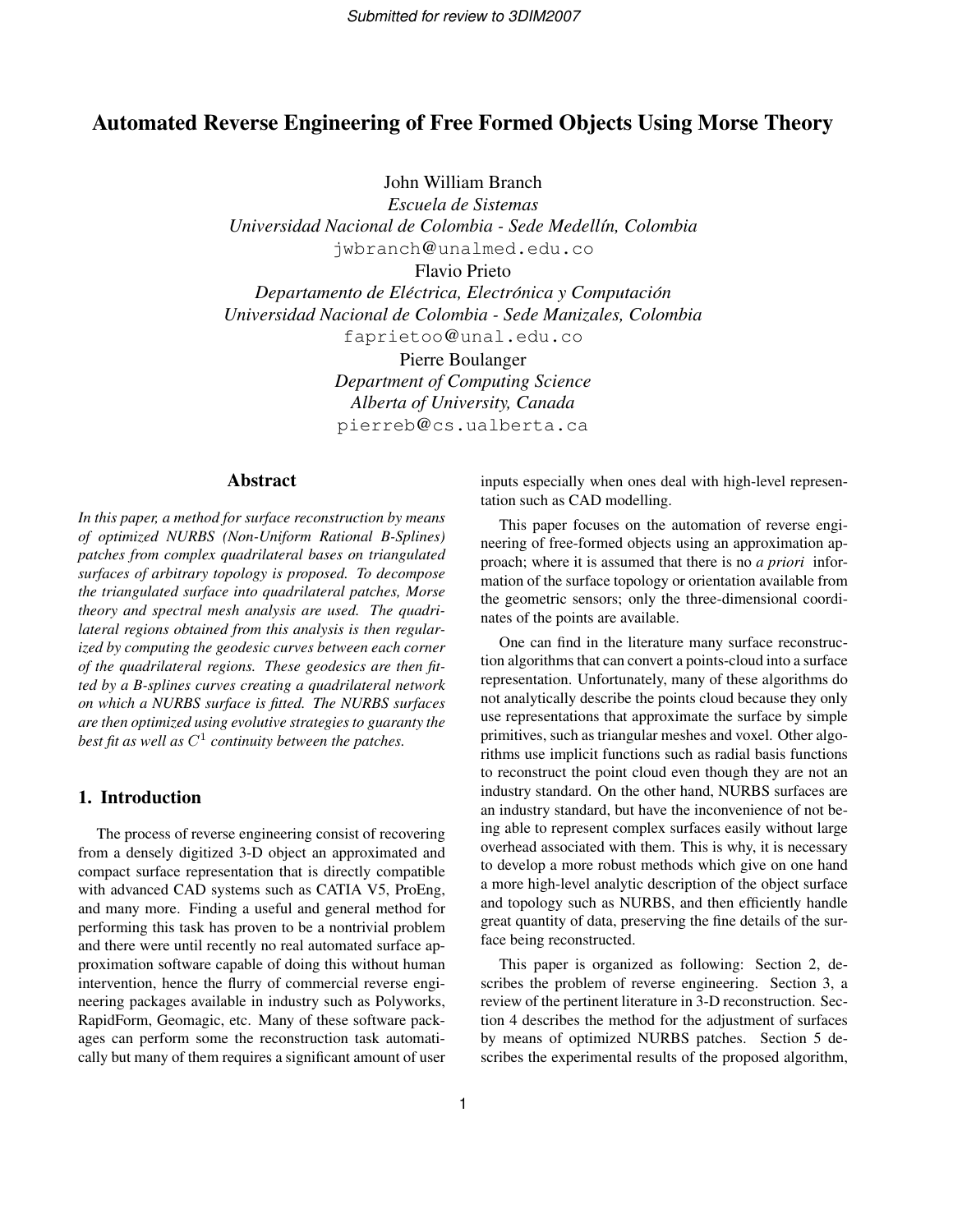# Automated Reverse Engineering of Free Formed Objects Using Morse Theory

John William Branch
*Escuela de Sistemas*
*Universidad Nacional de Colombia - Sede Medellín, Colombia*
jwbranch@unalmed.edu.co

Flavio Prieto
*Departamento de Eléctrica, Electrónica y Computación*
*Universidad Nacional de Colombia - Sede Manizales, Colombia*
faprietoo@unal.edu.co

Pierre Boulanger
*Department of Computing Science*
*Alberta of University, Canada*
pierreb@cs.ualberta.ca

## Abstract

*In this paper, a method for surface reconstruction by means of optimized NURBS (Non-Uniform Rational B-Splines) patches from complex quadrilateral bases on triangulated surfaces of arbitrary topology is proposed. To decompose the triangulated surface into quadrilateral patches, Morse theory and spectral mesh analysis are used. The quadrilateral regions obtained from this analysis is then regularized by computing the geodesic curves between each corner of the quadrilateral regions. These geodesics are then fitted by a B-splines curves creating a quadrilateral network on which a NURBS surface is fitted. The NURBS surfaces are then optimized using evolutive strategies to guaranty the best fit as well as $C^1$ continuity between the patches.*

## 1. Introduction

The process of reverse engineering consist of recovering from a densely digitized 3-D object an approximated and compact surface representation that is directly compatible with advanced CAD systems such as CATIA V5, ProEng, and many more. Finding a useful and general method for performing this task has proven to be a nontrivial problem and there were until recently no real automated surface approximation software capable of doing this without human intervention, hence the flurry of commercial reverse engineering packages available in industry such as Polyworks, RapidForm, Geomagic, etc. Many of these software packages can perform some the reconstruction task automatically but many of them requires a significant amount of user inputs especially when ones deal with high-level representation such as CAD modelling.

This paper focuses on the automation of reverse engineering of free-formed objects using an approximation approach; where it is assumed that there is no *a priori* information of the surface topology or orientation available from the geometric sensors; only the three-dimensional coordinates of the points are available.

One can find in the literature many surface reconstruction algorithms that can convert a points-cloud into a surface representation. Unfortunately, many of these algorithms do not analytically describe the points cloud because they only use representations that approximate the surface by simple primitives, such as triangular meshes and voxel. Other algorithms use implicit functions such as radial basis functions to reconstruct the point cloud even though they are not an industry standard. On the other hand, NURBS surfaces are an industry standard, but have the inconvenience of not being able to represent complex surfaces easily without large overhead associated with them. This is why, it is necessary to develop a more robust methods which give on one hand a more high-level analytic description of the object surface and topology such as NURBS, and then efficiently handle great quantity of data, preserving the fine details of the surface being reconstructed.

This paper is organized as following: Section 2, describes the problem of reverse engineering. Section 3, a review of the pertinent literature in 3-D reconstruction. Section 4 describes the method for the adjustment of surfaces by means of optimized NURBS patches. Section 5 describes the experimental results of the proposed algorithm,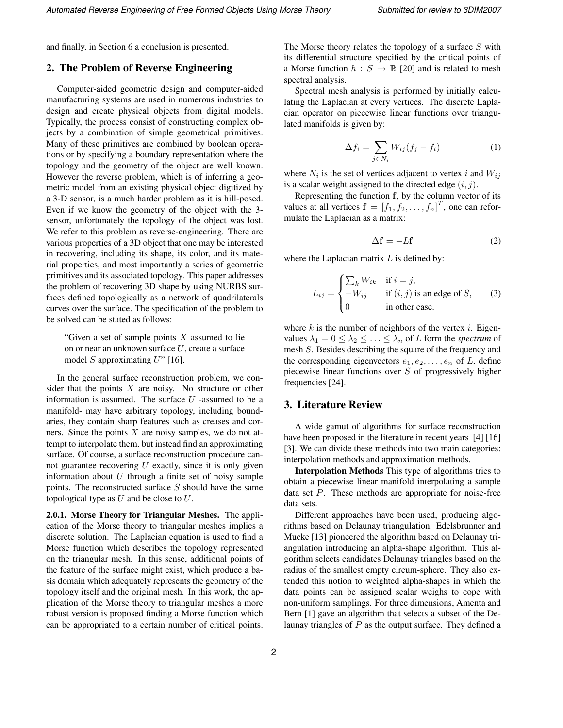and finally, in Section 6 a conclusion is presented.

## 2. The Problem of Reverse Engineering

Computer-aided geometric design and computer-aided manufacturing systems are used in numerous industries to design and create physical objects from digital models. Typically, the process consist of constructing complex objects by a combination of simple geometrical primitives. Many of these primitives are combined by boolean operations or by specifying a boundary representation where the topology and the geometry of the object are well known. However the reverse problem, which is of inferring a geometric model from an existing physical object digitized by a 3-D sensor, is a much harder problem as it is hill-posed. Even if we know the geometry of the object with the 3-sensor, unfortunately the topology of the object was lost. We refer to this problem as reverse-engineering. There are various properties of a 3D object that one may be interested in recovering, including its shape, its color, and its material properties, and most importantly a series of geometric primitives and its associated topology. This paper addresses the problem of recovering 3D shape by using NURBS surfaces defined topologically as a network of quadrilaterals curves over the surface. The specification of the problem to be solved can be stated as follows:

> "Given a set of sample points $X$ assumed to lie on or near an unknown surface $U$, create a surface model $S$ approximating $U$" [16].

In the general surface reconstruction problem, we consider that the points $X$ are noisy. No structure or other information is assumed. The surface $U$ -assumed to be a manifold- may have arbitrary topology, including boundaries, they contain sharp features such as creases and corners. Since the points $X$ are noisy samples, we do not attempt to interpolate them, but instead find an approximating surface. Of course, a surface reconstruction procedure cannot guarantee recovering $U$ exactly, since it is only given information about $U$ through a finite set of noisy sample points. The reconstructed surface $S$ should have the same topological type as $U$ and be close to $U$.

**2.0.1. Morse Theory for Triangular Meshes.** The application of the Morse theory to triangular meshes implies a discrete solution. The Laplacian equation is used to find a Morse function which describes the topology represented on the triangular mesh. In this sense, additional points of the feature of the surface might exist, which produce a basis domain which adequately represents the geometry of the topology itself and the original mesh. In this work, the application of the Morse theory to triangular meshes a more robust version is proposed finding a Morse function which can be appropriated to a certain number of critical points. The Morse theory relates the topology of a surface $S$ with its differential structure specified by the critical points of a Morse function $h : S \to \mathbb{R}$ [20] and is related to mesh spectral analysis.

Spectral mesh analysis is performed by initially calculating the Laplacian at every vertices. The discrete Laplacian operator on piecewise linear functions over triangulated manifolds is given by:

$$\Delta f_i = \sum_{j \in N_i} W_{ij}(f_j - f_i) \tag{1}$$

where $N_i$ is the set of vertices adjacent to vertex $i$ and $W_{ij}$ is a scalar weight assigned to the directed edge $(i, j)$.

Representing the function $\mathbf{f}$, by the column vector of its values at all vertices $\mathbf{f} = [f_1, f_2, \ldots, f_n]^T$, one can reformulate the Laplacian as a matrix:

$$\Delta \mathbf{f} = -L\mathbf{f} \tag{2}$$

where the Laplacian matrix $L$ is defined by:

$$L_{ij} = \begin{cases} \sum_k W_{ik} & \text{if } i = j, \\ -W_{ij} & \text{if } (i,j) \text{ is an edge of } S, \\ 0 & \text{in other case.} \end{cases} \tag{3}$$

where $k$ is the number of neighbors of the vertex $i$. Eigenvalues $\lambda_1 = 0 \leq \lambda_2 \leq \ldots \leq \lambda_n$ of $L$ form the *spectrum* of mesh $S$. Besides describing the square of the frequency and the corresponding eigenvectors $e_1, e_2, \ldots, e_n$ of $L$, define piecewise linear functions over $S$ of progressively higher frequencies [24].

## 3. Literature Review

A wide gamut of algorithms for surface reconstruction have been proposed in the literature in recent years [4] [16] [3]. We can divide these methods into two main categories: interpolation methods and approximation methods.

**Interpolation Methods** This type of algorithms tries to obtain a piecewise linear manifold interpolating a sample data set $P$. These methods are appropriate for noise-free data sets.

Different approaches have been used, producing algorithms based on Delaunay triangulation. Edelsbrunner and Mucke [13] pioneered the algorithm based on Delaunay triangulation introducing an alpha-shape algorithm. This algorithm selects candidates Delaunay triangles based on the radius of the smallest empty circum-sphere. They also extended this notion to weighted alpha-shapes in which the data points can be assigned scalar weighs to cope with non-uniform samplings. For three dimensions, Amenta and Bern [1] gave an algorithm that selects a subset of the Delaunay triangles of $P$ as the output surface. They defined a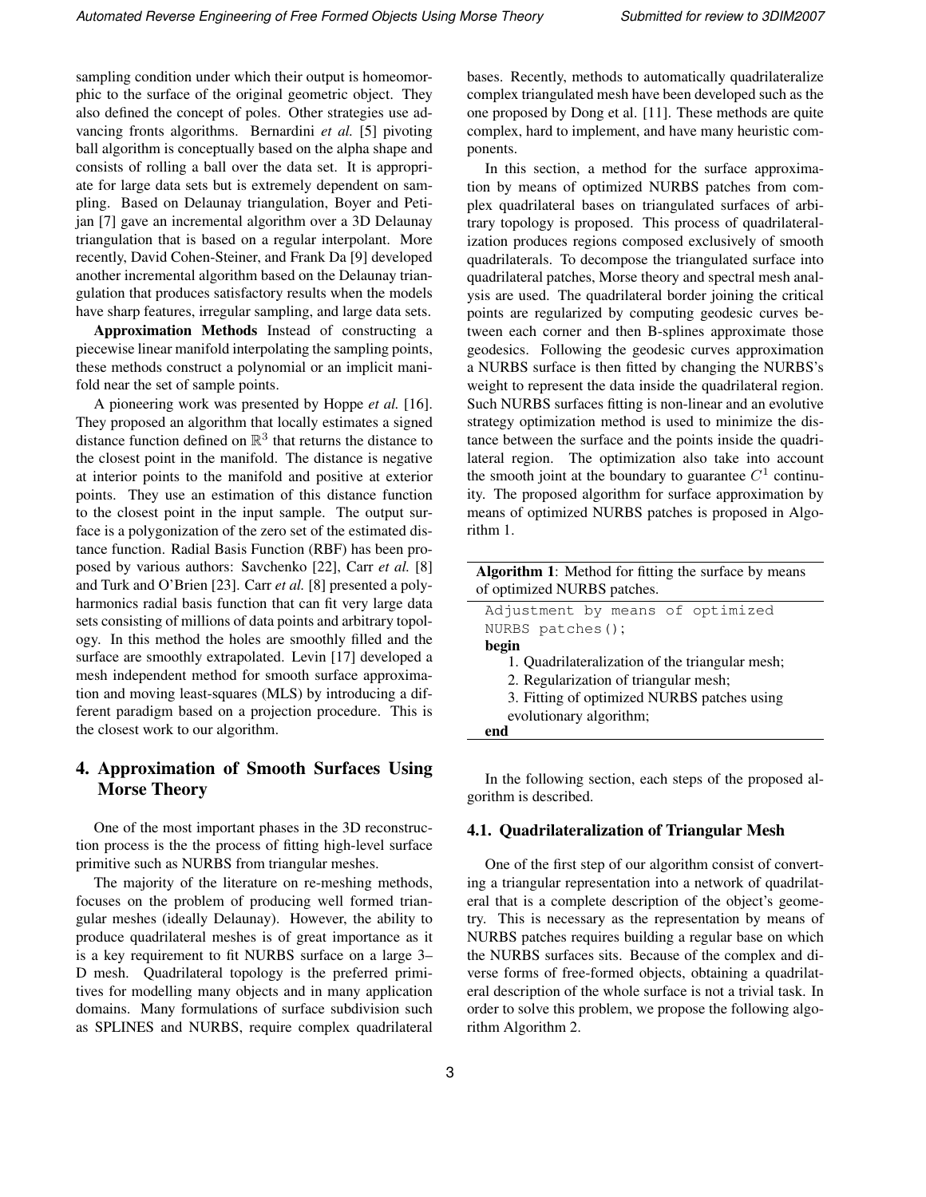sampling condition under which their output is homeomorphic to the surface of the original geometric object. They also defined the concept of poles. Other strategies use advancing fronts algorithms. Bernardini *et al.* [5] pivoting ball algorithm is conceptually based on the alpha shape and consists of rolling a ball over the data set. It is appropriate for large data sets but is extremely dependent on sampling. Based on Delaunay triangulation, Boyer and Petijan [7] gave an incremental algorithm over a 3D Delaunay triangulation that is based on a regular interpolant. More recently, David Cohen-Steiner, and Frank Da [9] developed another incremental algorithm based on the Delaunay triangulation that produces satisfactory results when the models have sharp features, irregular sampling, and large data sets.

**Approximation Methods** Instead of constructing a piecewise linear manifold interpolating the sampling points, these methods construct a polynomial or an implicit manifold near the set of sample points.

A pioneering work was presented by Hoppe *et al.* [16]. They proposed an algorithm that locally estimates a signed distance function defined on $\mathbb{R}^3$ that returns the distance to the closest point in the manifold. The distance is negative at interior points to the manifold and positive at exterior points. They use an estimation of this distance function to the closest point in the input sample. The output surface is a polygonization of the zero set of the estimated distance function. Radial Basis Function (RBF) has been proposed by various authors: Savchenko [22], Carr *et al.* [8] and Turk and O'Brien [23]. Carr *et al.* [8] presented a polyharmonics radial basis function that can fit very large data sets consisting of millions of data points and arbitrary topology. In this method the holes are smoothly filled and the surface are smoothly extrapolated. Levin [17] developed a mesh independent method for smooth surface approximation and moving least-squares (MLS) by introducing a different paradigm based on a projection procedure. This is the closest work to our algorithm.

## 4. Approximation of Smooth Surfaces Using Morse Theory

One of the most important phases in the 3D reconstruction process is the the process of fitting high-level surface primitive such as NURBS from triangular meshes.

The majority of the literature on re-meshing methods, focuses on the problem of producing well formed triangular meshes (ideally Delaunay). However, the ability to produce quadrilateral meshes is of great importance as it is a key requirement to fit NURBS surface on a large 3–D mesh. Quadrilateral topology is the preferred primitives for modelling many objects and in many application domains. Many formulations of surface subdivision such as SPLINES and NURBS, require complex quadrilateral bases. Recently, methods to automatically quadrilateralize complex triangulated mesh have been developed such as the one proposed by Dong et al. [11]. These methods are quite complex, hard to implement, and have many heuristic components.

In this section, a method for the surface approximation by means of optimized NURBS patches from complex quadrilateral bases on triangulated surfaces of arbitrary topology is proposed. This process of quadrilateralization produces regions composed exclusively of smooth quadrilaterals. To decompose the triangulated surface into quadrilateral patches, Morse theory and spectral mesh analysis are used. The quadrilateral border joining the critical points are regularized by computing geodesic curves between each corner and then B-splines approximate those geodesics. Following the geodesic curves approximation a NURBS surface is then fitted by changing the NURBS's weight to represent the data inside the quadrilateral region. Such NURBS surfaces fitting is non-linear and an evolutive strategy optimization method is used to minimize the distance between the surface and the points inside the quadrilateral region. The optimization also take into account the smooth joint at the boundary to guarantee $C^1$ continuity. The proposed algorithm for surface approximation by means of optimized NURBS patches is proposed in Algorithm 1.

**Algorithm 1**: Method for fitting the surface by means of optimized NURBS patches.

```
Adjustment by means of optimized
NURBS patches();
```
**begin**
1. Quadrilateralization of the triangular mesh;
2. Regularization of triangular mesh;
3. Fitting of optimized NURBS patches using evolutionary algorithm;

**end**

In the following section, each steps of the proposed algorithm is described.

### 4.1. Quadrilateralization of Triangular Mesh

One of the first step of our algorithm consist of converting a triangular representation into a network of quadrilateral that is a complete description of the object's geometry. This is necessary as the representation by means of NURBS patches requires building a regular base on which the NURBS surfaces sits. Because of the complex and diverse forms of free-formed objects, obtaining a quadrilateral description of the whole surface is not a trivial task. In order to solve this problem, we propose the following algorithm Algorithm 2.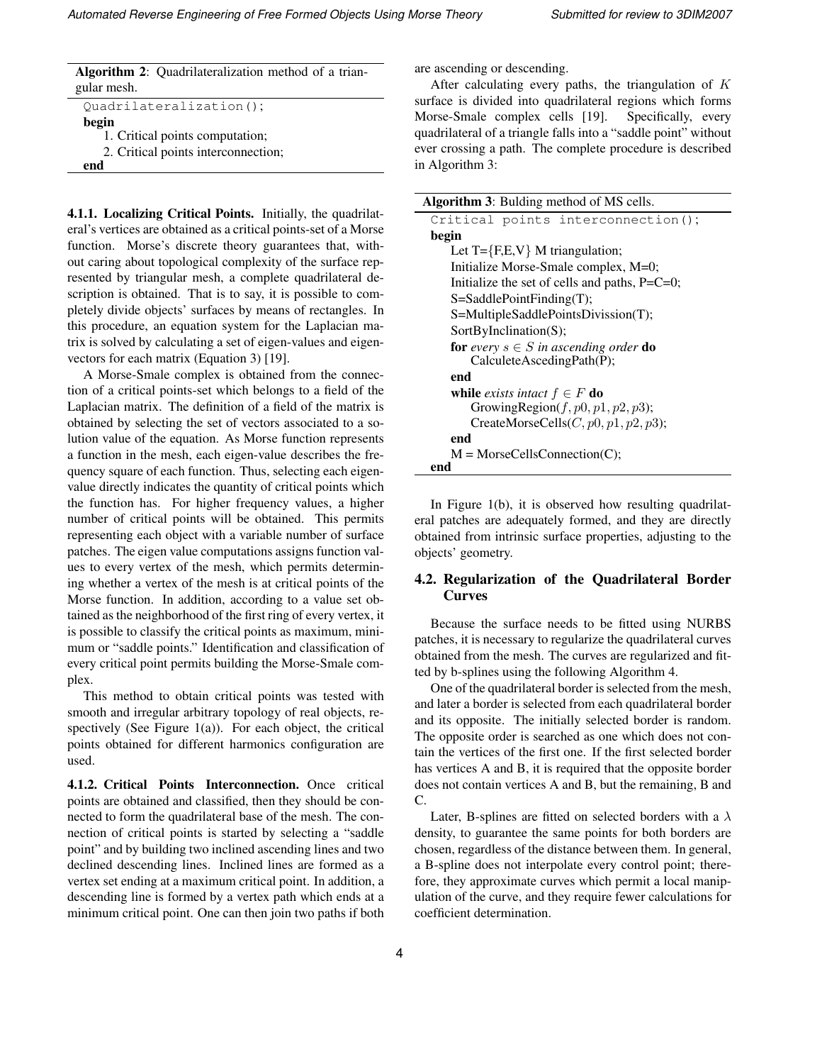**Algorithm 2**: Quadrilateralization method of a triangular mesh.

```
Quadrilateralization();
begin
    1. Critical points computation;
    2. Critical points interconnection;
end
```

**4.1.1. Localizing Critical Points.** Initially, the quadrilateral's vertices are obtained as a critical points-set of a Morse function. Morse's discrete theory guarantees that, without caring about topological complexity of the surface represented by triangular mesh, a complete quadrilateral description is obtained. That is to say, it is possible to completely divide objects' surfaces by means of rectangles. In this procedure, an equation system for the Laplacian matrix is solved by calculating a set of eigen-values and eigenvectors for each matrix (Equation 3) [19].

A Morse-Smale complex is obtained from the connection of a critical points-set which belongs to a field of the Laplacian matrix. The definition of a field of the matrix is obtained by selecting the set of vectors associated to a solution value of the equation. As Morse function represents a function in the mesh, each eigen-value describes the frequency square of each function. Thus, selecting each eigenvalue directly indicates the quantity of critical points which the function has. For higher frequency values, a higher number of critical points will be obtained. This permits representing each object with a variable number of surface patches. The eigen value computations assigns function values to every vertex of the mesh, which permits determining whether a vertex of the mesh is at critical points of the Morse function. In addition, according to a value set obtained as the neighborhood of the first ring of every vertex, it is possible to classify the critical points as maximum, minimum or "saddle points." Identification and classification of every critical point permits building the Morse-Smale complex.

This method to obtain critical points was tested with smooth and irregular arbitrary topology of real objects, respectively (See Figure 1(a)). For each object, the critical points obtained for different harmonics configuration are used.

**4.1.2. Critical Points Interconnection.** Once critical points are obtained and classified, then they should be connected to form the quadrilateral base of the mesh. The connection of critical points is started by selecting a "saddle point" and by building two inclined ascending lines and two declined descending lines. Inclined lines are formed as a vertex set ending at a maximum critical point. In addition, a descending line is formed by a vertex path which ends at a minimum critical point. One can then join two paths if both are ascending or descending.

After calculating every paths, the triangulation of $K$ surface is divided into quadrilateral regions which forms Morse-Smale complex cells [19]. Specifically, every quadrilateral of a triangle falls into a "saddle point" without ever crossing a path. The complete procedure is described in Algorithm 3:

**Algorithm 3**: Bulding method of MS cells.

```
Critical points interconnection();
begin
    Let T={F,E,V} M triangulation;
    Initialize Morse-Smale complex, M=0;
    Initialize the set of cells and paths, P=C=0;
    S=SaddlePointFinding(T);
    S=MultipleSaddlePointsDivission(T);
    SortByInclination(S);
    for every s ∈ S in ascending order do
        CalculeteAscedingPath(P);
    end
    while exists intact f ∈ F do
        GrowingRegion(f, p0, p1, p2, p3);
        CreateMorseCells(C, p0, p1, p2, p3);
    end
    M = MorseCellsConnection(C);
end
```

In Figure 1(b), it is observed how resulting quadrilateral patches are adequately formed, and they are directly obtained from intrinsic surface properties, adjusting to the objects' geometry.

## 4.2. Regularization of the Quadrilateral Border Curves

Because the surface needs to be fitted using NURBS patches, it is necessary to regularize the quadrilateral curves obtained from the mesh. The curves are regularized and fitted by b-splines using the following Algorithm 4.

One of the quadrilateral border is selected from the mesh, and later a border is selected from each quadrilateral border and its opposite. The initially selected border is random. The opposite order is searched as one which does not contain the vertices of the first one. If the first selected border has vertices A and B, it is required that the opposite border does not contain vertices A and B, but the remaining, B and C.

Later, B-splines are fitted on selected borders with a $\lambda$ density, to guarantee the same points for both borders are chosen, regardless of the distance between them. In general, a B-spline does not interpolate every control point; therefore, they approximate curves which permit a local manipulation of the curve, and they require fewer calculations for coefficient determination.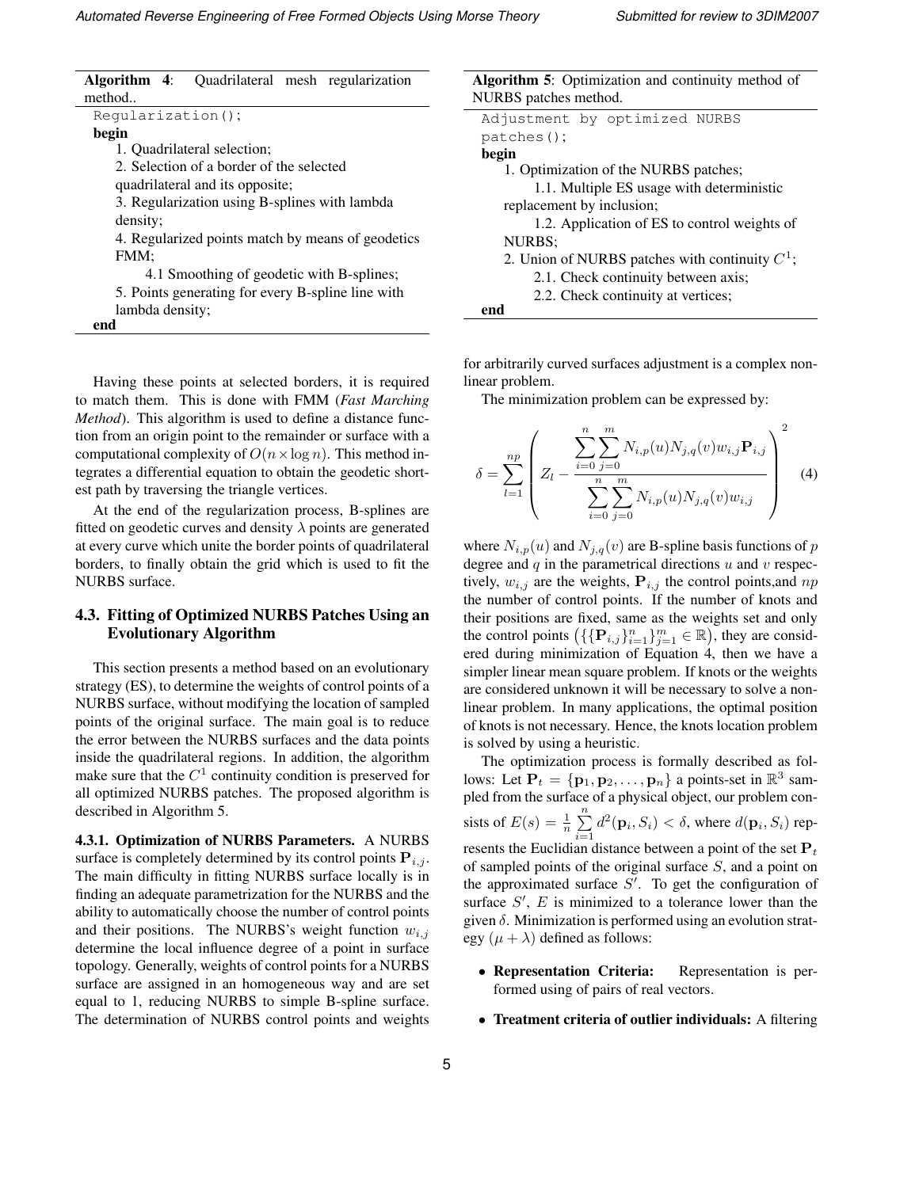**Algorithm 4**: Quadrilateral mesh regularization method..

```
Regularization();
```
**begin**

1. Quadrilateral selection;
2. Selection of a border of the selected quadrilateral and its opposite;
3. Regularization using B-splines with lambda density;
4. Regularized points match by means of geodetics FMM;
   4.1 Smoothing of geodetic with B-splines;
5. Points generating for every B-spline line with lambda density;

**end**

Having these points at selected borders, it is required to match them. This is done with FMM (*Fast Marching Method*). This algorithm is used to define a distance function from an origin point to the remainder or surface with a computational complexity of $O(n \times \log n)$. This method integrates a differential equation to obtain the geodetic shortest path by traversing the triangle vertices.

At the end of the regularization process, B-splines are fitted on geodetic curves and density $\lambda$ points are generated at every curve which unite the border points of quadrilateral borders, to finally obtain the grid which is used to fit the NURBS surface.

### 4.3. Fitting of Optimized NURBS Patches Using an Evolutionary Algorithm

This section presents a method based on an evolutionary strategy (ES), to determine the weights of control points of a NURBS surface, without modifying the location of sampled points of the original surface. The main goal is to reduce the error between the NURBS surfaces and the data points inside the quadrilateral regions. In addition, the algorithm make sure that the $C^1$ continuity condition is preserved for all optimized NURBS patches. The proposed algorithm is described in Algorithm 5.

**Algorithm 5**: Optimization and continuity method of NURBS patches method.

```
Adjustment by optimized NURBS patches();
```
**begin**

1. Optimization of the NURBS patches;
   1.1. Multiple ES usage with deterministic replacement by inclusion;
   1.2. Application of ES to control weights of NURBS;
2. Union of NURBS patches with continuity $C^1$;
   2.1. Check continuity between axis;
   2.2. Check continuity at vertices;

**end**

**4.3.1. Optimization of NURBS Parameters.** A NURBS surface is completely determined by its control points $\mathbf{P}_{i,j}$. The main difficulty in fitting NURBS surface locally is in finding an adequate parametrization for the NURBS and the ability to automatically choose the number of control points and their positions. The NURBS's weight function $w_{i,j}$ determine the local influence degree of a point in surface topology. Generally, weights of control points for a NURBS surface are assigned in an homogeneous way and are set equal to 1, reducing NURBS to simple B-spline surface. The determination of NURBS control points and weights for arbitrarily curved surfaces adjustment is a complex non-linear problem.

The minimization problem can be expressed by:

$$\delta = \sum_{l=1}^{np} \left( Z_l - \frac{\sum_{i=0}^{n}\sum_{j=0}^{m} N_{i,p}(u)N_{j,q}(v)w_{i,j}\mathbf{P}_{i,j}}{\sum_{i=0}^{n}\sum_{j=0}^{m} N_{i,p}(u)N_{j,q}(v)w_{i,j}} \right)^2 \quad (4)$$

where $N_{i,p}(u)$ and $N_{j,q}(v)$ are B-spline basis functions of $p$ degree and $q$ in the parametrical directions $u$ and $v$ respectively, $w_{i,j}$ are the weights, $\mathbf{P}_{i,j}$ the control points,and $np$ the number of control points. If the number of knots and their positions are fixed, same as the weights set and only the control points $\left(\{\{\mathbf{P}_{i,j}\}_{i=1}^{n}\}_{j=1}^{m} \in \mathbb{R}\right)$, they are considered during minimization of Equation 4, then we have a simpler linear mean square problem. If knots or the weights are considered unknown it will be necessary to solve a non-linear problem. In many applications, the optimal position of knots is not necessary. Hence, the knots location problem is solved by using a heuristic.

The optimization process is formally described as follows: Let $\mathbf{P}_t = \{\mathbf{p}_1, \mathbf{p}_2, \ldots, \mathbf{p}_n\}$ a points-set in $\mathbb{R}^3$ sampled from the surface of a physical object, our problem consists of $E(s) = \frac{1}{n}\sum_{i=1}^{n} d^2(\mathbf{p}_i, S_i) < \delta$, where $d(\mathbf{p}_i, S_i)$ represents the Euclidian distance between a point of the set $\mathbf{P}_t$ of sampled points of the original surface $S$, and a point on the approximated surface $S'$. To get the configuration of surface $S'$, $E$ is minimized to a tolerance lower than the given $\delta$. Minimization is performed using an evolution strategy $(\mu + \lambda)$ defined as follows:

- **Representation Criteria:** Representation is performed using of pairs of real vectors.
- **Treatment criteria of outlier individuals:** A filtering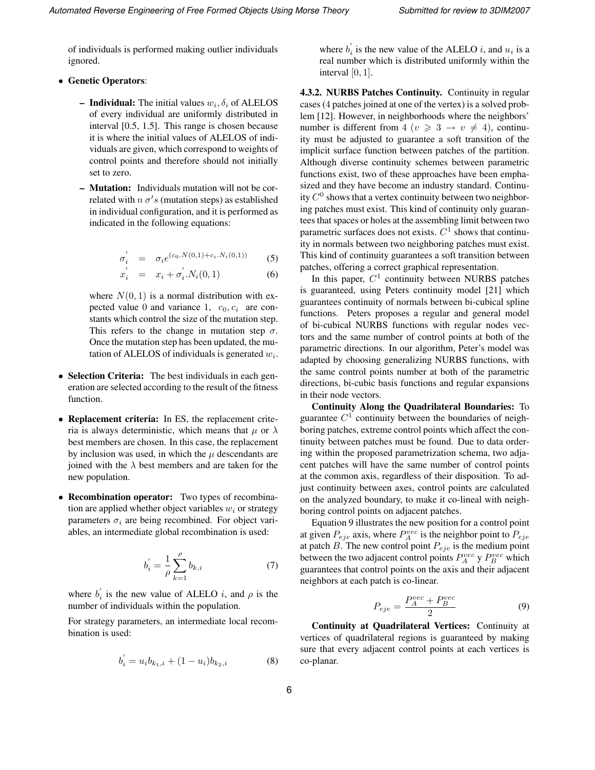of individuals is performed making outlier individuals ignored.

- **Genetic Operators**:
  - **Individual:** The initial values $w_i, \delta_i$ of ALELOS of every individual are uniformly distributed in interval [0.5, 1.5]. This range is chosen because it is where the initial values of ALELOS of individuals are given, which correspond to weights of control points and therefore should not initially set to zero.
  - **Mutation:** Individuals mutation will not be correlated with $n$ $\sigma's$ (mutation steps) as established in individual configuration, and it is performed as indicated in the following equations:

$$\sigma_i^{'} = \sigma_i e^{(c_0 . N(0,1) + c_i . N_i(0,1))} \qquad (5)$$

$$x_i^{'} = x_i + \sigma_i^{'} . N_i(0,1) \qquad (6)$$

    where $N(0,1)$ is a normal distribution with expected value 0 and variance 1, $c_0, c_i$ are constants which control the size of the mutation step. This refers to the change in mutation step $\sigma$. Once the mutation step has been updated, the mutation of ALELOS of individuals is generated $w_i$.

- **Selection Criteria:** The best individuals in each generation are selected according to the result of the fitness function.
- **Replacement criteria:** In ES, the replacement criteria is always deterministic, which means that $\mu$ or $\lambda$ best members are chosen. In this case, the replacement by inclusion was used, in which the $\mu$ descendants are joined with the $\lambda$ best members and are taken for the new population.
- **Recombination operator:** Two types of recombination are applied whether object variables $w_i$ or strategy parameters $\sigma_i$ are being recombined. For object variables, an intermediate global recombination is used:

$$b_i^{'} = \frac{1}{\rho} \sum_{k=1}^{\rho} b_{k,i} \qquad (7)$$

  where $b_i^{'}$ is the new value of ALELO $i$, and $\rho$ is the number of individuals within the population.

  For strategy parameters, an intermediate local recombination is used:

$$b_i^{'} = u_i b_{k_1,i} + (1 - u_i) b_{k_2,i} \qquad (8)$$

  where $b_i^{'}$ is the new value of the ALELO $i$, and $u_i$ is a real number which is distributed uniformly within the interval $[0, 1]$.

**4.3.2. NURBS Patches Continuity.** Continuity in regular cases (4 patches joined at one of the vertex) is a solved problem [12]. However, in neighborhoods where the neighbors' number is different from 4 ($v \geqslant 3 \rightarrow v \neq 4$), continuity must be adjusted to guarantee a soft transition of the implicit surface function between patches of the partition. Although diverse continuity schemes between parametric functions exist, two of these approaches have been emphasized and they have become an industry standard. Continuity $C^0$ shows that a vertex continuity between two neighboring patches must exist. This kind of continuity only guarantees that spaces or holes at the assembling limit between two parametric surfaces does not exists. $C^1$ shows that continuity in normals between two neighboring patches must exist. This kind of continuity guarantees a soft transition between patches, offering a correct graphical representation.

In this paper, $C^1$ continuity between NURBS patches is guaranteed, using Peters continuity model [21] which guarantees continuity of normals between bi-cubical spline functions. Peters proposes a regular and general model of bi-cubical NURBS functions with regular nodes vectors and the same number of control points at both of the parametric directions. In our algorithm, Peter's model was adapted by choosing generalizing NURBS functions, with the same control points number at both of the parametric directions, bi-cubic basis functions and regular expansions in their node vectors.

**Continuity Along the Quadrilateral Boundaries:** To guarantee $C^1$ continuity between the boundaries of neighboring patches, extreme control points which affect the continuity between patches must be found. Due to data ordering within the proposed parametrization schema, two adjacent patches will have the same number of control points at the common axis, regardless of their disposition. To adjust continuity between axes, control points are calculated on the analyzed boundary, to make it co-lineal with neighboring control points on adjacent patches.

Equation 9 illustrates the new position for a control point at given $P_{eje}$ axis, where $P_A^{vec}$ is the neighbor point to $P_{eje}$ at patch $B$. The new control point $P_{eje}$ is the medium point between the two adjacent control points $P_A^{vec}$ y $P_B^{vec}$ which guarantees that control points on the axis and their adjacent neighbors at each patch is co-linear.

$$P_{eje} = \frac{P_A^{vec} + P_B^{vec}}{2} \qquad (9)$$

**Continuity at Quadrilateral Vertices:** Continuity at vertices of quadrilateral regions is guaranteed by making sure that every adjacent control points at each vertices is co-planar.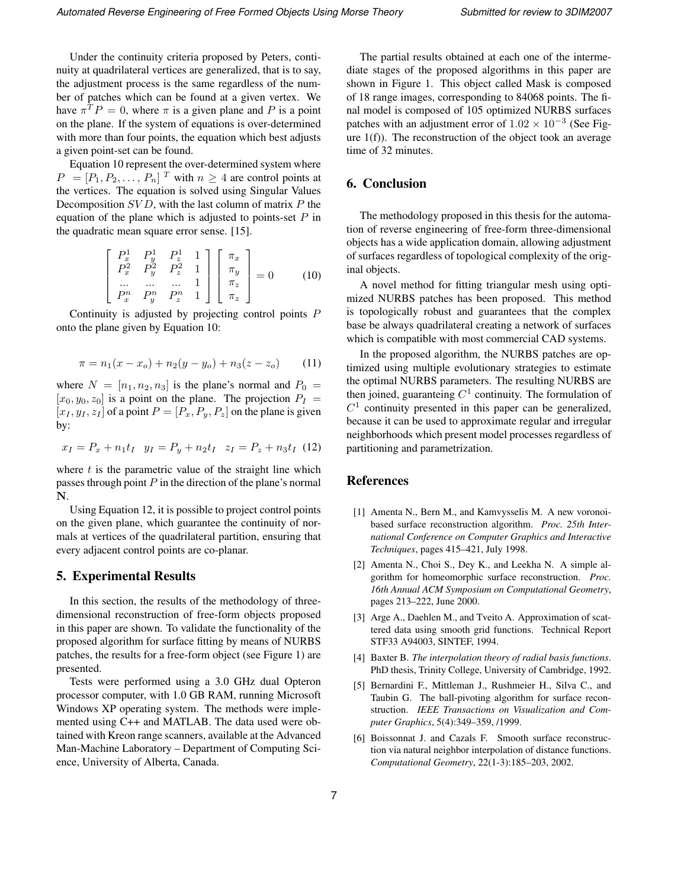Under the continuity criteria proposed by Peters, continuity at quadrilateral vertices are generalized, that is to say, the adjustment process is the same regardless of the number of patches which can be found at a given vertex. We have $\pi^T P = 0$, where $\pi$ is a given plane and $P$ is a point on the plane. If the system of equations is over-determined with more than four points, the equation which best adjusts a given point-set can be found.

Equation 10 represent the over-determined system where $P = [P_1, P_2, \ldots, P_n]^T$ with $n \geq 4$ are control points at the vertices. The equation is solved using Singular Values Decomposition $SVD$, with the last column of matrix $P$ the equation of the plane which is adjusted to points-set $P$ in the quadratic mean square error sense. [15].

$$\begin{bmatrix} P_x^1 & P_y^1 & P_z^1 & 1 \\ P_x^2 & P_y^2 & P_z^2 & 1 \\ \ldots & \ldots & \ldots & 1 \\ P_x^n & P_y^n & P_z^n & 1 \end{bmatrix} \begin{bmatrix} \pi_x \\ \pi_y \\ \pi_z \\ \pi_z \end{bmatrix} = 0 \qquad (10)$$

Continuity is adjusted by projecting control points $P$ onto the plane given by Equation 10:

$$\pi = n_1(x - x_o) + n_2(y - y_o) + n_3(z - z_o) \qquad (11)$$

where $N = [n_1, n_2, n_3]$ is the plane's normal and $P_0 = [x_0, y_0, z_0]$ is a point on the plane. The projection $P_I = [x_I, y_I, z_I]$ of a point $P = [P_x, P_y, P_z]$ on the plane is given by:

$$x_I = P_x + n_1 t_I \quad y_I = P_y + n_2 t_I \quad z_I = P_z + n_3 t_I \qquad (12)$$

where $t$ is the parametric value of the straight line which passes through point $P$ in the direction of the plane's normal $\mathbf{N}$.

Using Equation 12, it is possible to project control points on the given plane, which guarantee the continuity of normals at vertices of the quadrilateral partition, ensuring that every adjacent control points are co-planar.

## 5. Experimental Results

In this section, the results of the methodology of three-dimensional reconstruction of free-form objects proposed in this paper are shown. To validate the functionality of the proposed algorithm for surface fitting by means of NURBS patches, the results for a free-form object (see Figure 1) are presented.

Tests were performed using a 3.0 GHz dual Opteron processor computer, with 1.0 GB RAM, running Microsoft Windows XP operating system. The methods were implemented using C++ and MATLAB. The data used were obtained with Kreon range scanners, available at the Advanced Man-Machine Laboratory – Department of Computing Science, University of Alberta, Canada.

The partial results obtained at each one of the intermediate stages of the proposed algorithms in this paper are shown in Figure 1. This object called Mask is composed of 18 range images, corresponding to 84068 points. The final model is composed of 105 optimized NURBS surfaces patches with an adjustment error of $1.02 \times 10^{-3}$ (See Figure 1(f)). The reconstruction of the object took an average time of 32 minutes.

## 6. Conclusion

The methodology proposed in this thesis for the automation of reverse engineering of free-form three-dimensional objects has a wide application domain, allowing adjustment of surfaces regardless of topological complexity of the original objects.

A novel method for fitting triangular mesh using optimized NURBS patches has been proposed. This method is topologically robust and guarantees that the complex base be always quadrilateral creating a network of surfaces which is compatible with most commercial CAD systems.

In the proposed algorithm, the NURBS patches are optimized using multiple evolutionary strategies to estimate the optimal NURBS parameters. The resulting NURBS are then joined, guaranteing $C^1$ continuity. The formulation of $C^1$ continuity presented in this paper can be generalized, because it can be used to approximate regular and irregular neighborhoods which present model processes regardless of partitioning and parametrization.

## References

[1] Amenta N., Bern M., and Kamvysselis M. A new voronoi-based surface reconstruction algorithm. *Proc. 25th International Conference on Computer Graphics and Interactive Techniques*, pages 415–421, July 1998.

[2] Amenta N., Choi S., Dey K., and Leekha N. A simple algorithm for homeomorphic surface reconstruction. *Proc. 16th Annual ACM Symposium on Computational Geometry*, pages 213–222, June 2000.

[3] Arge A., Daehlen M., and Tveito A. Approximation of scattered data using smooth grid functions. Technical Report STF33 A94003, SINTEF, 1994.

[4] Baxter B. *The interpolation theory of radial basis functions*. PhD thesis, Trinity College, University of Cambridge, 1992.

[5] Bernardini F., Mittleman J., Rushmeier H., Silva C., and Taubin G. The ball-pivoting algorithm for surface reconstruction. *IEEE Transactions on Visualization and Computer Graphics*, 5(4):349–359, /1999.

[6] Boissonnat J. and Cazals F. Smooth surface reconstruction via natural neighbor interpolation of distance functions. *Computational Geometry*, 22(1-3):185–203, 2002.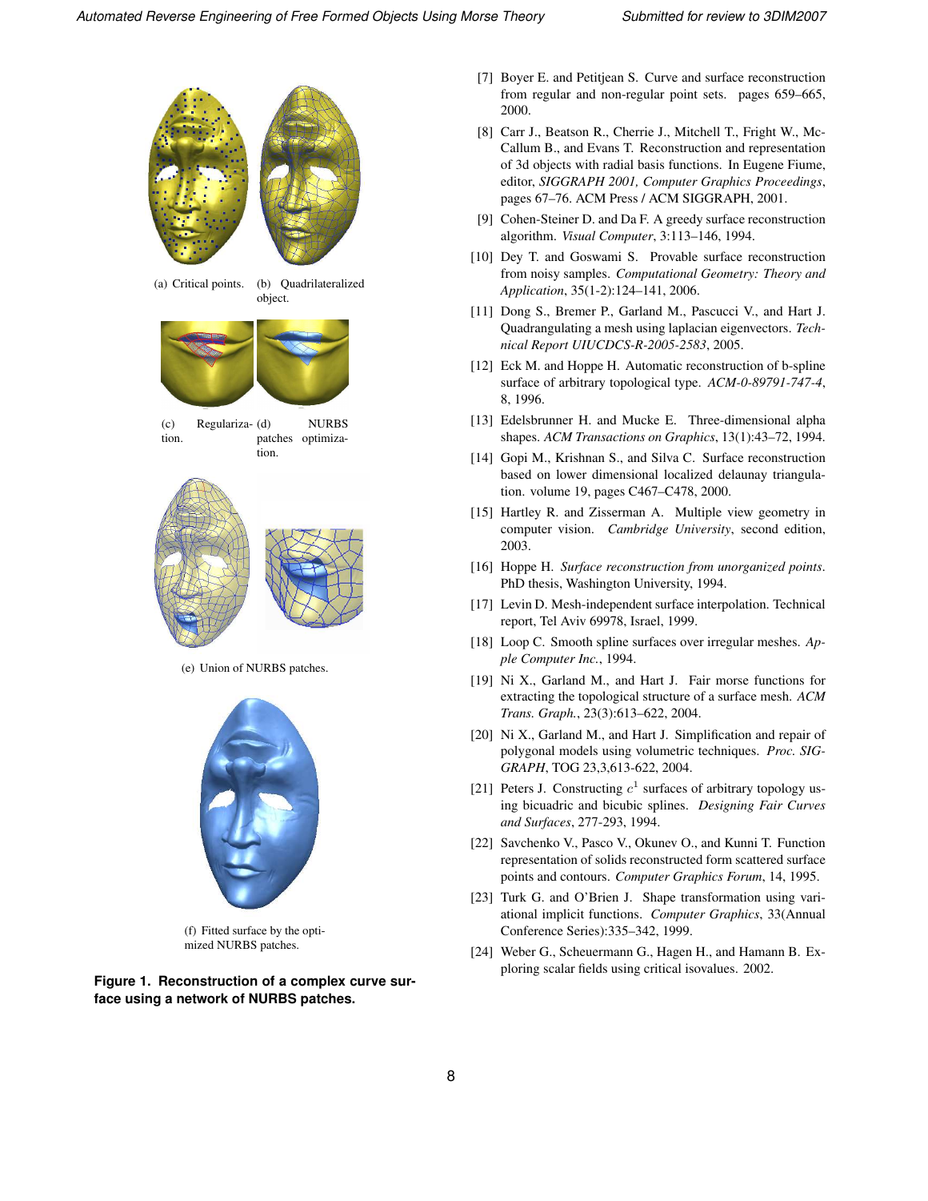(a) Critical points.

(b) Quadrilateralized object.

(c) Regularization.

(d) NURBS patches optimization.

(e) Union of NURBS patches.

(f) Fitted surface by the optimized NURBS patches.

**Figure 1. Reconstruction of a complex curve surface using a network of NURBS patches.**

[7] Boyer E. and Petitjean S. Curve and surface reconstruction from regular and non-regular point sets. pages 659–665, 2000.

[8] Carr J., Beatson R., Cherrie J., Mitchell T., Fright W., McCallum B., and Evans T. Reconstruction and representation of 3d objects with radial basis functions. In Eugene Fiume, editor, *SIGGRAPH 2001, Computer Graphics Proceedings*, pages 67–76. ACM Press / ACM SIGGRAPH, 2001.

[9] Cohen-Steiner D. and Da F. A greedy surface reconstruction algorithm. *Visual Computer*, 3:113–146, 1994.

[10] Dey T. and Goswami S. Provable surface reconstruction from noisy samples. *Computational Geometry: Theory and Application*, 35(1-2):124–141, 2006.

[11] Dong S., Bremer P., Garland M., Pascucci V., and Hart J. Quadrangulating a mesh using laplacian eigenvectors. *Technical Report UIUCDCS-R-2005-2583*, 2005.

[12] Eck M. and Hoppe H. Automatic reconstruction of b-spline surface of arbitrary topological type. *ACM-0-89791-747-4*, 8, 1996.

[13] Edelsbrunner H. and Mucke E. Three-dimensional alpha shapes. *ACM Transactions on Graphics*, 13(1):43–72, 1994.

[14] Gopi M., Krishnan S., and Silva C. Surface reconstruction based on lower dimensional localized delaunay triangulation. volume 19, pages C467–C478, 2000.

[15] Hartley R. and Zisserman A. Multiple view geometry in computer vision. *Cambridge University*, second edition, 2003.

[16] Hoppe H. *Surface reconstruction from unorganized points*. PhD thesis, Washington University, 1994.

[17] Levin D. Mesh-independent surface interpolation. Technical report, Tel Aviv 69978, Israel, 1999.

[18] Loop C. Smooth spline surfaces over irregular meshes. *Apple Computer Inc.*, 1994.

[19] Ni X., Garland M., and Hart J. Fair morse functions for extracting the topological structure of a surface mesh. *ACM Trans. Graph.*, 23(3):613–622, 2004.

[20] Ni X., Garland M., and Hart J. Simplification and repair of polygonal models using volumetric techniques. *Proc. SIGGRAPH*, TOG 23,3,613-622, 2004.

[21] Peters J. Constructing $c^1$ surfaces of arbitrary topology using bicuadric and bicubic splines. *Designing Fair Curves and Surfaces*, 277-293, 1994.

[22] Savchenko V., Pasco V., Okunev O., and Kunni T. Function representation of solids reconstructed form scattered surface points and contours. *Computer Graphics Forum*, 14, 1995.

[23] Turk G. and O'Brien J. Shape transformation using variational implicit functions. *Computer Graphics*, 33(Annual Conference Series):335–342, 1999.

[24] Weber G., Scheuermann G., Hagen H., and Hamann B. Exploring scalar fields using critical isovalues. 2002.